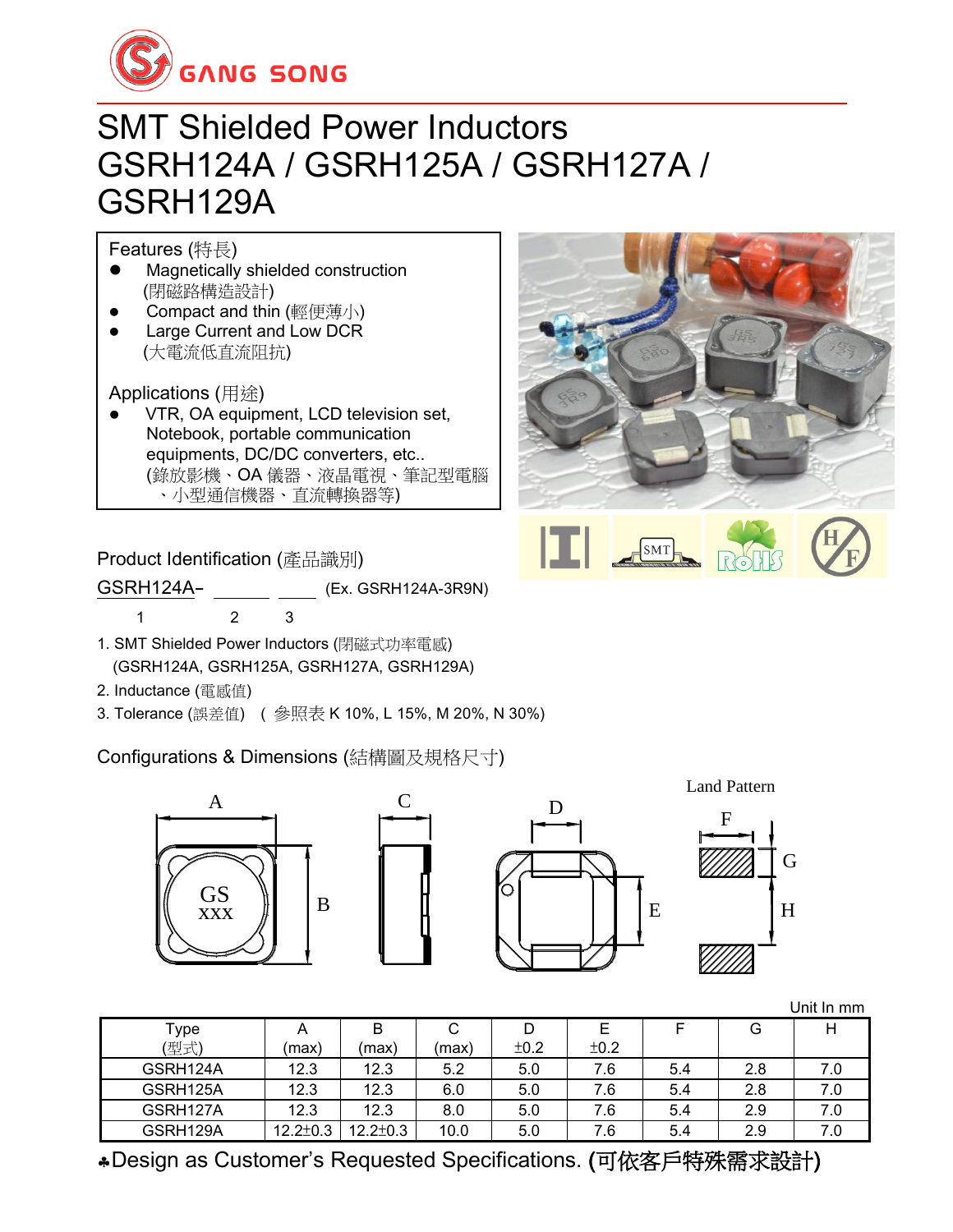GANG SONG

# SMT Shielded Power Inductors GSRH124A / GSRH125A / GSRH127A / GSRH129A

**Features (特長)**

- Magnetically shielded construction (閉磁路構造設計)
- Compact and thin (輕便薄小)
- Large Current and Low DCR (大電流低直流阻抗)

**Applications (用途)**

- VTR, OA equipment, LCD television set, Notebook, portable communication equipments, DC/DC converters, etc.. (錄放影機、OA 儀器、液晶電視、筆記型電腦、小型通信機器、直流轉換器等)

SMT  RoHS  H/F

## Product Identification (產品識別)

GSRH124A– ______ ____ (Ex. GSRH124A-3R9N)

1 2 3

1. SMT Shielded Power Inductors (閉磁式功率電感) (GSRH124A, GSRH125A, GSRH127A, GSRH129A)
2. Inductance (電感值)
3. Tolerance (誤差值) ( 參照表 K 10%, L 15%, M 20%, N 30%)

## Configurations & Dimensions (結構圖及規格尺寸)

Land Pattern

Unit In mm

| Type (型式) | A (max) | B (max) | C (max) | D ±0.2 | E ±0.2 | F | G | H |
|---|---|---|---|---|---|---|---|---|
| GSRH124A | 12.3 | 12.3 | 5.2 | 5.0 | 7.6 | 5.4 | 2.8 | 7.0 |
| GSRH125A | 12.3 | 12.3 | 6.0 | 5.0 | 7.6 | 5.4 | 2.8 | 7.0 |
| GSRH127A | 12.3 | 12.3 | 8.0 | 5.0 | 7.6 | 5.4 | 2.9 | 7.0 |
| GSRH129A | 12.2±0.3 | 12.2±0.3 | 10.0 | 5.0 | 7.6 | 5.4 | 2.9 | 7.0 |

♣Design as Customer's Requested Specifications. (可依客戶特殊需求設計)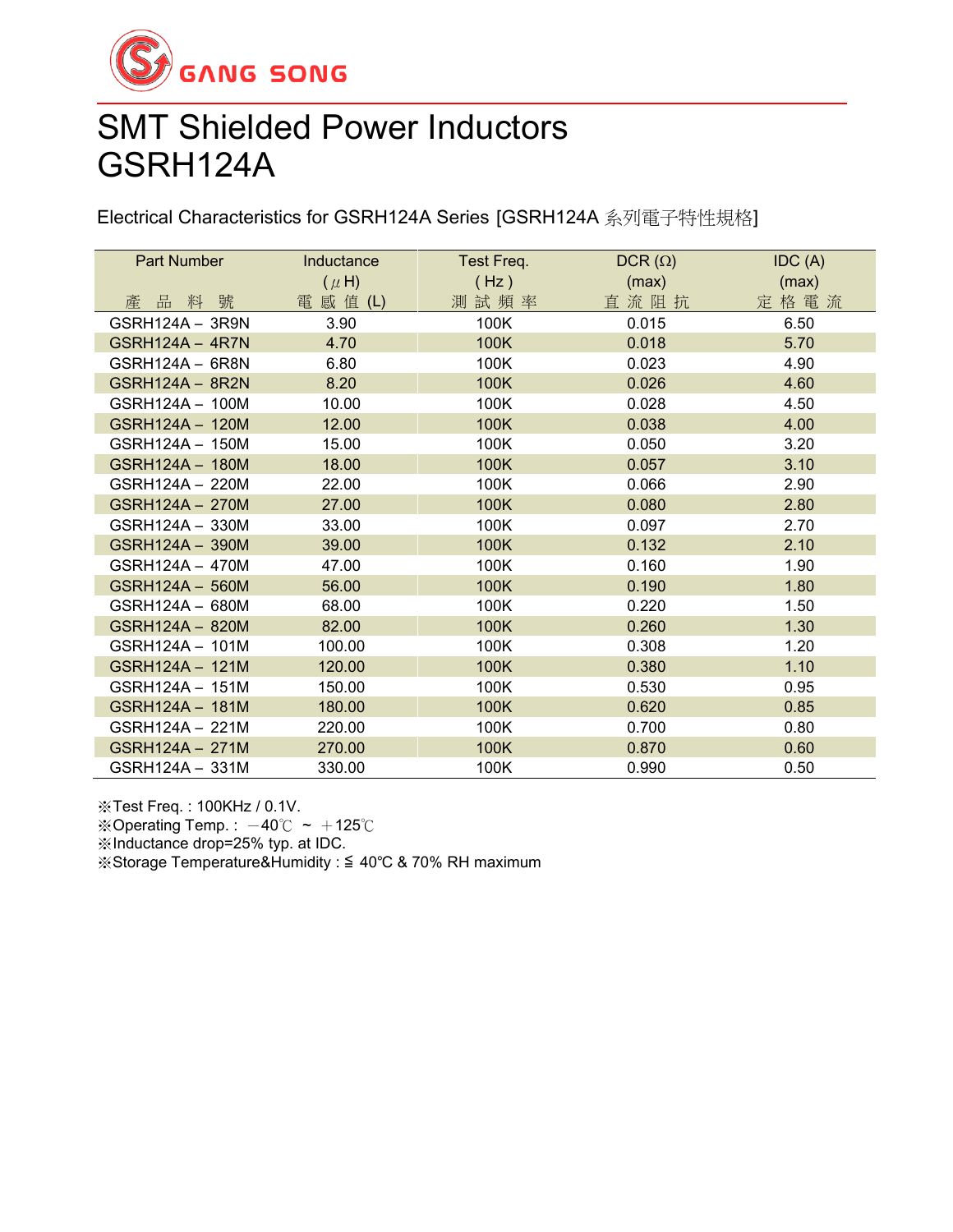GANG SONG

# SMT Shielded Power Inductors
# GSRH124A

Electrical Characteristics for GSRH124A Series [GSRH124A 系列電子特性規格]

| Part Number<br>產 品 料 號 | Inductance<br>( $\mu$ H)<br>電 感 值 (L) | Test Freq.<br>( Hz )<br>測 試 頻 率 | DCR (Ω)<br>(max)<br>直 流 阻 抗 | IDC (A)<br>(max)<br>定 格 電 流 |
|---|---|---|---|---|
| GSRH124A－ 3R9N | 3.90 | 100K | 0.015 | 6.50 |
| GSRH124A－ 4R7N | 4.70 | 100K | 0.018 | 5.70 |
| GSRH124A－ 6R8N | 6.80 | 100K | 0.023 | 4.90 |
| GSRH124A－ 8R2N | 8.20 | 100K | 0.026 | 4.60 |
| GSRH124A－ 100M | 10.00 | 100K | 0.028 | 4.50 |
| GSRH124A－ 120M | 12.00 | 100K | 0.038 | 4.00 |
| GSRH124A－ 150M | 15.00 | 100K | 0.050 | 3.20 |
| GSRH124A－ 180M | 18.00 | 100K | 0.057 | 3.10 |
| GSRH124A－ 220M | 22.00 | 100K | 0.066 | 2.90 |
| GSRH124A－ 270M | 27.00 | 100K | 0.080 | 2.80 |
| GSRH124A－ 330M | 33.00 | 100K | 0.097 | 2.70 |
| GSRH124A－ 390M | 39.00 | 100K | 0.132 | 2.10 |
| GSRH124A－ 470M | 47.00 | 100K | 0.160 | 1.90 |
| GSRH124A－ 560M | 56.00 | 100K | 0.190 | 1.80 |
| GSRH124A－ 680M | 68.00 | 100K | 0.220 | 1.50 |
| GSRH124A－ 820M | 82.00 | 100K | 0.260 | 1.30 |
| GSRH124A－ 101M | 100.00 | 100K | 0.308 | 1.20 |
| GSRH124A－ 121M | 120.00 | 100K | 0.380 | 1.10 |
| GSRH124A－ 151M | 150.00 | 100K | 0.530 | 0.95 |
| GSRH124A－ 181M | 180.00 | 100K | 0.620 | 0.85 |
| GSRH124A－ 221M | 220.00 | 100K | 0.700 | 0.80 |
| GSRH124A－ 271M | 270.00 | 100K | 0.870 | 0.60 |
| GSRH124A－ 331M | 330.00 | 100K | 0.990 | 0.50 |

※Test Freq. : 100KHz / 0.1V.
※Operating Temp. : －40℃ ~ ＋125℃
※Inductance drop=25% typ. at IDC.
※Storage Temperature&Humidity : ≦ 40℃ & 70% RH maximum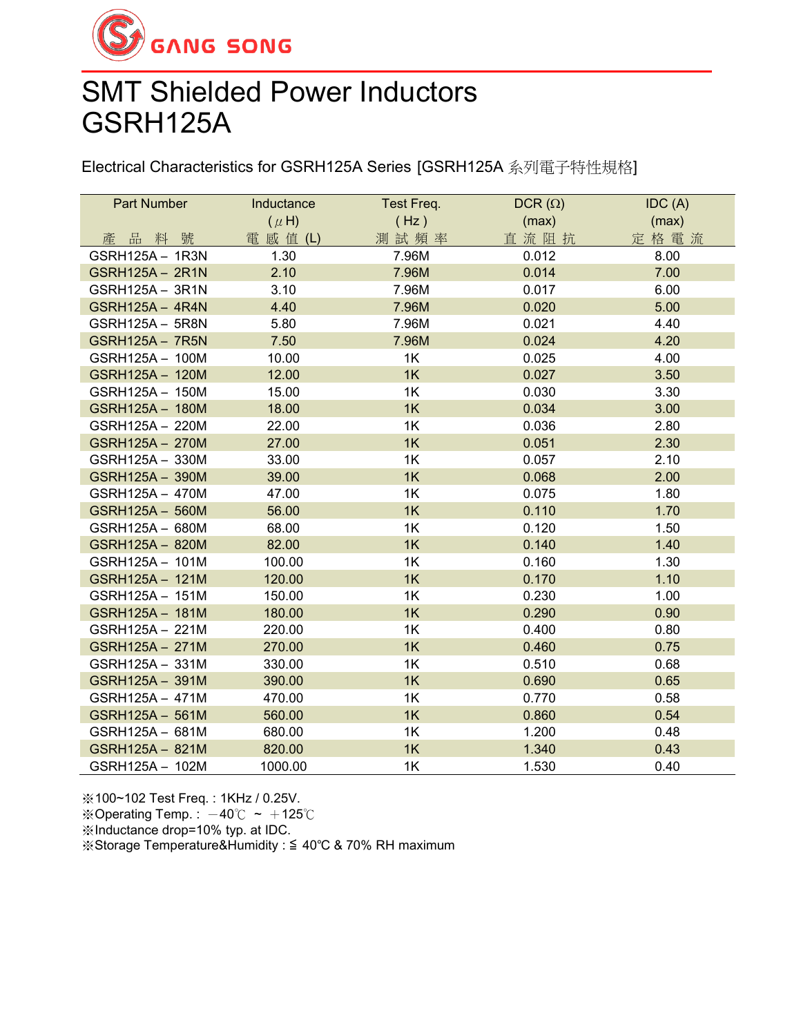GANG SONG

# SMT Shielded Power Inductors GSRH125A

Electrical Characteristics for GSRH125A Series [GSRH125A 系列電子特性規格]

| Part Number<br>產 品 料 號 | Inductance<br>( μH)<br>電 感 值 (L) | Test Freq.<br>( Hz )<br>測 試 頻 率 | DCR (Ω)<br>(max)<br>直 流 阻 抗 | IDC (A)<br>(max)<br>定 格 電 流 |
|---|---|---|---|---|
| GSRH125A－ 1R3N | 1.30 | 7.96M | 0.012 | 8.00 |
| GSRH125A－ 2R1N | 2.10 | 7.96M | 0.014 | 7.00 |
| GSRH125A－ 3R1N | 3.10 | 7.96M | 0.017 | 6.00 |
| GSRH125A－ 4R4N | 4.40 | 7.96M | 0.020 | 5.00 |
| GSRH125A－ 5R8N | 5.80 | 7.96M | 0.021 | 4.40 |
| GSRH125A－ 7R5N | 7.50 | 7.96M | 0.024 | 4.20 |
| GSRH125A－ 100M | 10.00 | 1K | 0.025 | 4.00 |
| GSRH125A－ 120M | 12.00 | 1K | 0.027 | 3.50 |
| GSRH125A－ 150M | 15.00 | 1K | 0.030 | 3.30 |
| GSRH125A－ 180M | 18.00 | 1K | 0.034 | 3.00 |
| GSRH125A－ 220M | 22.00 | 1K | 0.036 | 2.80 |
| GSRH125A－ 270M | 27.00 | 1K | 0.051 | 2.30 |
| GSRH125A－ 330M | 33.00 | 1K | 0.057 | 2.10 |
| GSRH125A－ 390M | 39.00 | 1K | 0.068 | 2.00 |
| GSRH125A－ 470M | 47.00 | 1K | 0.075 | 1.80 |
| GSRH125A－ 560M | 56.00 | 1K | 0.110 | 1.70 |
| GSRH125A－ 680M | 68.00 | 1K | 0.120 | 1.50 |
| GSRH125A－ 820M | 82.00 | 1K | 0.140 | 1.40 |
| GSRH125A－ 101M | 100.00 | 1K | 0.160 | 1.30 |
| GSRH125A－ 121M | 120.00 | 1K | 0.170 | 1.10 |
| GSRH125A－ 151M | 150.00 | 1K | 0.230 | 1.00 |
| GSRH125A－ 181M | 180.00 | 1K | 0.290 | 0.90 |
| GSRH125A－ 221M | 220.00 | 1K | 0.400 | 0.80 |
| GSRH125A－ 271M | 270.00 | 1K | 0.460 | 0.75 |
| GSRH125A－ 331M | 330.00 | 1K | 0.510 | 0.68 |
| GSRH125A－ 391M | 390.00 | 1K | 0.690 | 0.65 |
| GSRH125A－ 471M | 470.00 | 1K | 0.770 | 0.58 |
| GSRH125A－ 561M | 560.00 | 1K | 0.860 | 0.54 |
| GSRH125A－ 681M | 680.00 | 1K | 1.200 | 0.48 |
| GSRH125A－ 821M | 820.00 | 1K | 1.340 | 0.43 |
| GSRH125A－ 102M | 1000.00 | 1K | 1.530 | 0.40 |

※100~102 Test Freq. : 1KHz / 0.25V.
※Operating Temp. : －40℃ ~ ＋125℃
※Inductance drop=10% typ. at IDC.
※Storage Temperature&Humidity : ≦ 40℃ & 70% RH maximum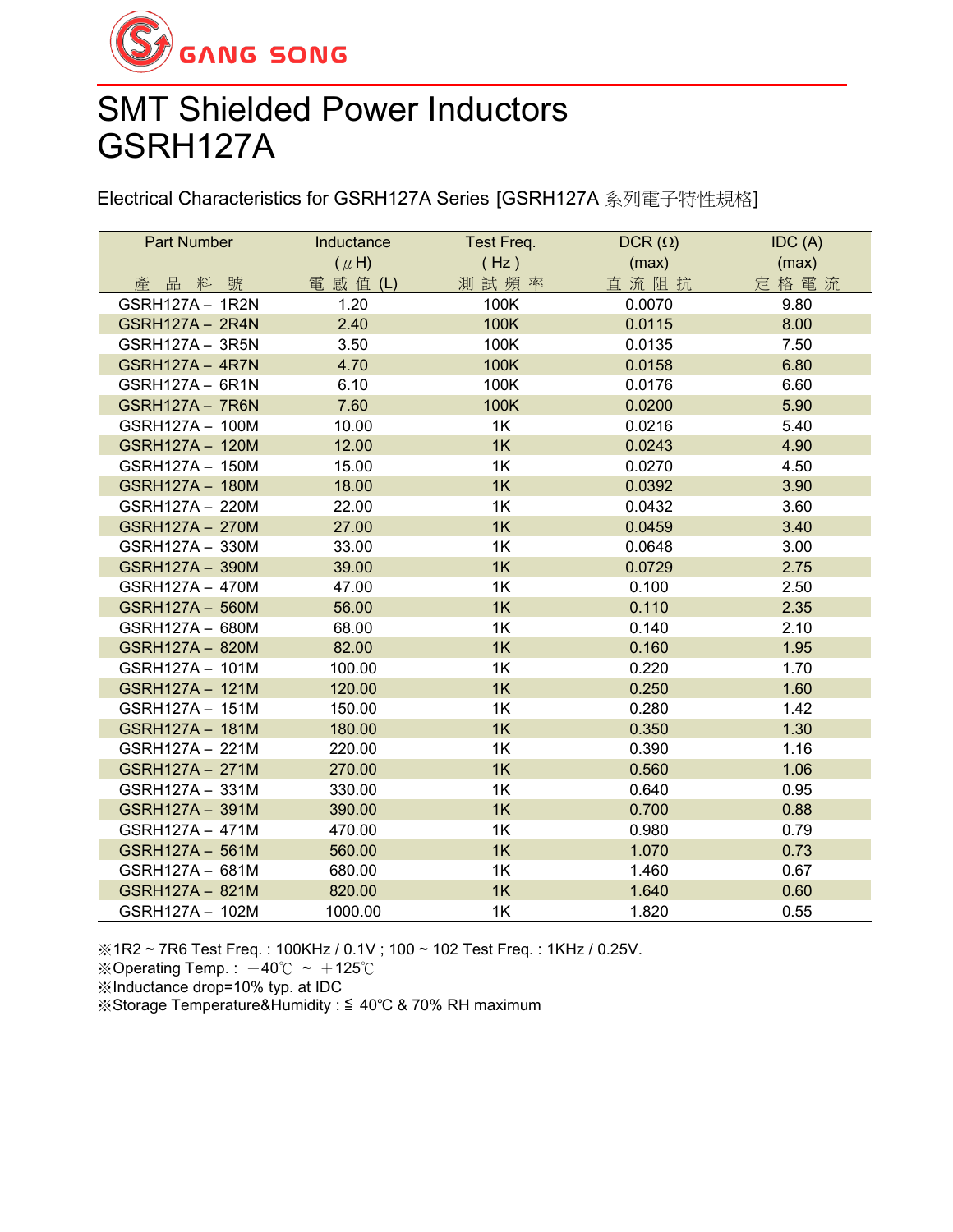GANG SONG

# SMT Shielded Power Inductors GSRH127A

Electrical Characteristics for GSRH127A Series [GSRH127A 系列電子特性規格]

| Part Number<br>產 品 料 號 | Inductance<br>( $\mu$ H)<br>電 感 值 (L) | Test Freq.<br>( Hz )<br>測 試 頻 率 | DCR (Ω)<br>(max)<br>直 流 阻 抗 | IDC (A)<br>(max)<br>定 格 電 流 |
|---|---|---|---|---|
| GSRH127A – 1R2N | 1.20 | 100K | 0.0070 | 9.80 |
| GSRH127A – 2R4N | 2.40 | 100K | 0.0115 | 8.00 |
| GSRH127A – 3R5N | 3.50 | 100K | 0.0135 | 7.50 |
| GSRH127A – 4R7N | 4.70 | 100K | 0.0158 | 6.80 |
| GSRH127A – 6R1N | 6.10 | 100K | 0.0176 | 6.60 |
| GSRH127A – 7R6N | 7.60 | 100K | 0.0200 | 5.90 |
| GSRH127A – 100M | 10.00 | 1K | 0.0216 | 5.40 |
| GSRH127A – 120M | 12.00 | 1K | 0.0243 | 4.90 |
| GSRH127A – 150M | 15.00 | 1K | 0.0270 | 4.50 |
| GSRH127A – 180M | 18.00 | 1K | 0.0392 | 3.90 |
| GSRH127A – 220M | 22.00 | 1K | 0.0432 | 3.60 |
| GSRH127A – 270M | 27.00 | 1K | 0.0459 | 3.40 |
| GSRH127A – 330M | 33.00 | 1K | 0.0648 | 3.00 |
| GSRH127A – 390M | 39.00 | 1K | 0.0729 | 2.75 |
| GSRH127A – 470M | 47.00 | 1K | 0.100 | 2.50 |
| GSRH127A – 560M | 56.00 | 1K | 0.110 | 2.35 |
| GSRH127A – 680M | 68.00 | 1K | 0.140 | 2.10 |
| GSRH127A – 820M | 82.00 | 1K | 0.160 | 1.95 |
| GSRH127A – 101M | 100.00 | 1K | 0.220 | 1.70 |
| GSRH127A – 121M | 120.00 | 1K | 0.250 | 1.60 |
| GSRH127A – 151M | 150.00 | 1K | 0.280 | 1.42 |
| GSRH127A – 181M | 180.00 | 1K | 0.350 | 1.30 |
| GSRH127A – 221M | 220.00 | 1K | 0.390 | 1.16 |
| GSRH127A – 271M | 270.00 | 1K | 0.560 | 1.06 |
| GSRH127A – 331M | 330.00 | 1K | 0.640 | 0.95 |
| GSRH127A – 391M | 390.00 | 1K | 0.700 | 0.88 |
| GSRH127A – 471M | 470.00 | 1K | 0.980 | 0.79 |
| GSRH127A – 561M | 560.00 | 1K | 1.070 | 0.73 |
| GSRH127A – 681M | 680.00 | 1K | 1.460 | 0.67 |
| GSRH127A – 821M | 820.00 | 1K | 1.640 | 0.60 |
| GSRH127A – 102M | 1000.00 | 1K | 1.820 | 0.55 |

※1R2 ~ 7R6 Test Freq. : 100KHz / 0.1V ; 100 ~ 102 Test Freq. : 1KHz / 0.25V.
※Operating Temp. : －40℃ ~ ＋125℃
※Inductance drop=10% typ. at IDC
※Storage Temperature&Humidity : ≦ 40℃ & 70% RH maximum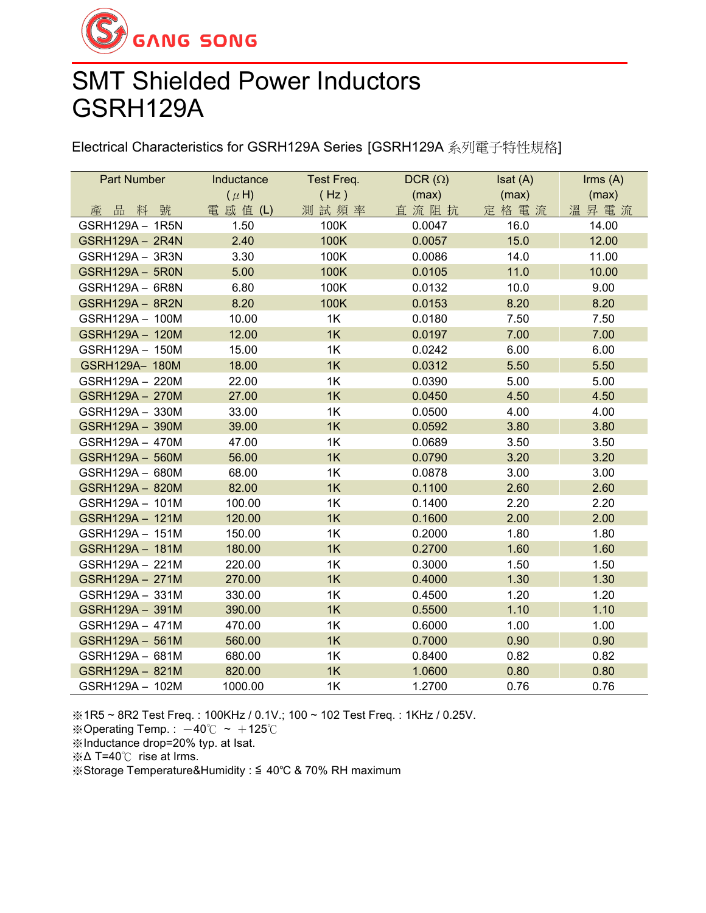GANG SONG

# SMT Shielded Power Inductors
# GSRH129A

Electrical Characteristics for GSRH129A Series [GSRH129A 系列電子特性規格]

| Part Number<br>產 品 料 號 | Inductance<br>( μH)<br>電 感 值 (L) | Test Freq.<br>( Hz )<br>測 試 頻 率 | DCR (Ω)<br>(max)<br>直 流 阻 抗 | Isat (A)<br>(max)<br>定 格 電 流 | Irms (A)<br>(max)<br>溫 昇 電 流 |
|---|---|---|---|---|---|
| GSRH129A – 1R5N | 1.50 | 100K | 0.0047 | 16.0 | 14.00 |
| GSRH129A – 2R4N | 2.40 | 100K | 0.0057 | 15.0 | 12.00 |
| GSRH129A – 3R3N | 3.30 | 100K | 0.0086 | 14.0 | 11.00 |
| GSRH129A – 5R0N | 5.00 | 100K | 0.0105 | 11.0 | 10.00 |
| GSRH129A – 6R8N | 6.80 | 100K | 0.0132 | 10.0 | 9.00 |
| GSRH129A – 8R2N | 8.20 | 100K | 0.0153 | 8.20 | 8.20 |
| GSRH129A – 100M | 10.00 | 1K | 0.0180 | 7.50 | 7.50 |
| GSRH129A – 120M | 12.00 | 1K | 0.0197 | 7.00 | 7.00 |
| GSRH129A – 150M | 15.00 | 1K | 0.0242 | 6.00 | 6.00 |
| GSRH129A– 180M | 18.00 | 1K | 0.0312 | 5.50 | 5.50 |
| GSRH129A – 220M | 22.00 | 1K | 0.0390 | 5.00 | 5.00 |
| GSRH129A – 270M | 27.00 | 1K | 0.0450 | 4.50 | 4.50 |
| GSRH129A – 330M | 33.00 | 1K | 0.0500 | 4.00 | 4.00 |
| GSRH129A – 390M | 39.00 | 1K | 0.0592 | 3.80 | 3.80 |
| GSRH129A – 470M | 47.00 | 1K | 0.0689 | 3.50 | 3.50 |
| GSRH129A – 560M | 56.00 | 1K | 0.0790 | 3.20 | 3.20 |
| GSRH129A – 680M | 68.00 | 1K | 0.0878 | 3.00 | 3.00 |
| GSRH129A – 820M | 82.00 | 1K | 0.1100 | 2.60 | 2.60 |
| GSRH129A – 101M | 100.00 | 1K | 0.1400 | 2.20 | 2.20 |
| GSRH129A – 121M | 120.00 | 1K | 0.1600 | 2.00 | 2.00 |
| GSRH129A – 151M | 150.00 | 1K | 0.2000 | 1.80 | 1.80 |
| GSRH129A – 181M | 180.00 | 1K | 0.2700 | 1.60 | 1.60 |
| GSRH129A – 221M | 220.00 | 1K | 0.3000 | 1.50 | 1.50 |
| GSRH129A – 271M | 270.00 | 1K | 0.4000 | 1.30 | 1.30 |
| GSRH129A – 331M | 330.00 | 1K | 0.4500 | 1.20 | 1.20 |
| GSRH129A – 391M | 390.00 | 1K | 0.5500 | 1.10 | 1.10 |
| GSRH129A – 471M | 470.00 | 1K | 0.6000 | 1.00 | 1.00 |
| GSRH129A – 561M | 560.00 | 1K | 0.7000 | 0.90 | 0.90 |
| GSRH129A – 681M | 680.00 | 1K | 0.8400 | 0.82 | 0.82 |
| GSRH129A – 821M | 820.00 | 1K | 1.0600 | 0.80 | 0.80 |
| GSRH129A – 102M | 1000.00 | 1K | 1.2700 | 0.76 | 0.76 |

※1R5 ~ 8R2 Test Freq. : 100KHz / 0.1V.; 100 ~ 102 Test Freq. : 1KHz / 0.25V.
※Operating Temp. : －40℃ ~ ＋125℃
※Inductance drop=20% typ. at Isat.
※Δ T=40℃ rise at Irms.
※Storage Temperature&Humidity : ≦ 40℃ & 70% RH maximum